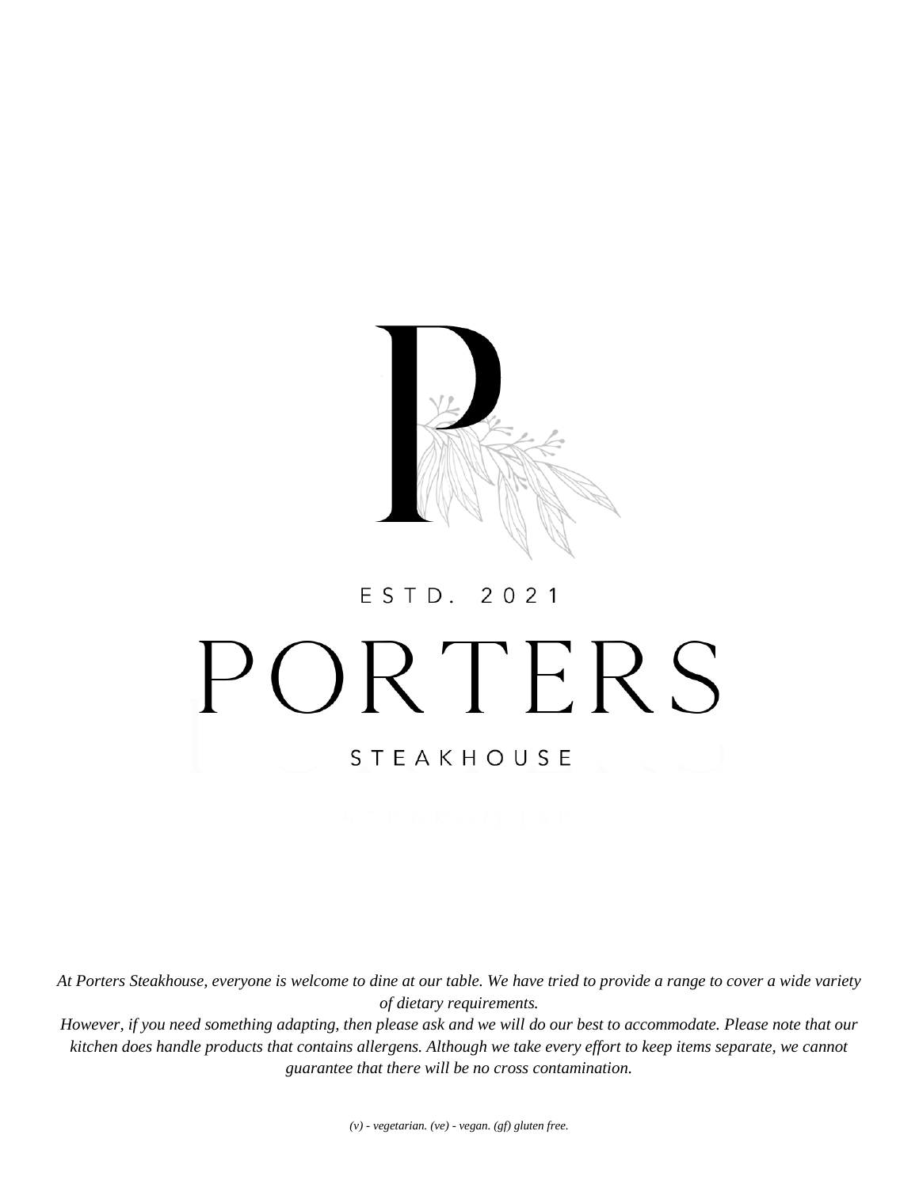ESTD. 2021

# PORTERS

## STEAKHOUSE

*At Porters Steakhouse, everyone is welcome to dine at our table. We have tried to provide a range to cover a wide variety of dietary requirements.*

*However, if you need something adapting, then please ask and we will do our best to accommodate. Please note that our kitchen does handle products that contains allergens. Although we take every effort to keep items separate, we cannot guarantee that there will be no cross contamination.*

*(v) - vegetarian. (ve) - vegan. (gf) gluten free.*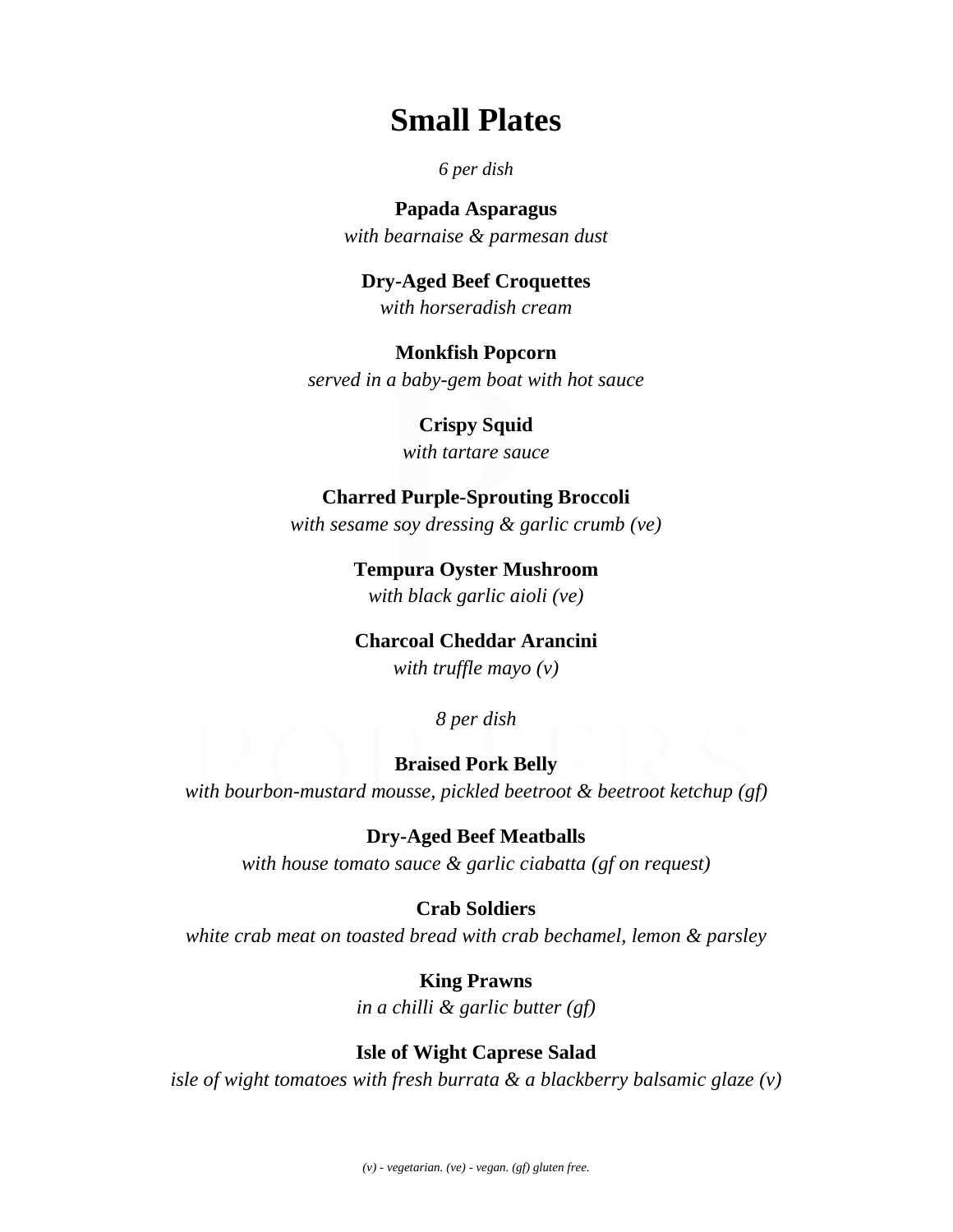# Small Plates

*6 per dish*

**Papada Asparagus**
*with bearnaise & parmesan dust*

**Dry-Aged Beef Croquettes**
*with horseradish cream*

**Monkfish Popcorn**
*served in a baby-gem boat with hot sauce*

**Crispy Squid**
*with tartare sauce*

**Charred Purple-Sprouting Broccoli**
*with sesame soy dressing & garlic crumb (ve)*

**Tempura Oyster Mushroom**
*with black garlic aioli (ve)*

**Charcoal Cheddar Arancini**
*with truffle mayo (v)*

*8 per dish*

**Braised Pork Belly**
*with bourbon-mustard mousse, pickled beetroot & beetroot ketchup (gf)*

**Dry-Aged Beef Meatballs**
*with house tomato sauce & garlic ciabatta (gf on request)*

**Crab Soldiers**
*white crab meat on toasted bread with crab bechamel, lemon & parsley*

**King Prawns**
*in a chilli & garlic butter (gf)*

**Isle of Wight Caprese Salad**
*isle of wight tomatoes with fresh burrata & a blackberry balsamic glaze (v)*

*(v) - vegetarian. (ve) - vegan. (gf) gluten free.*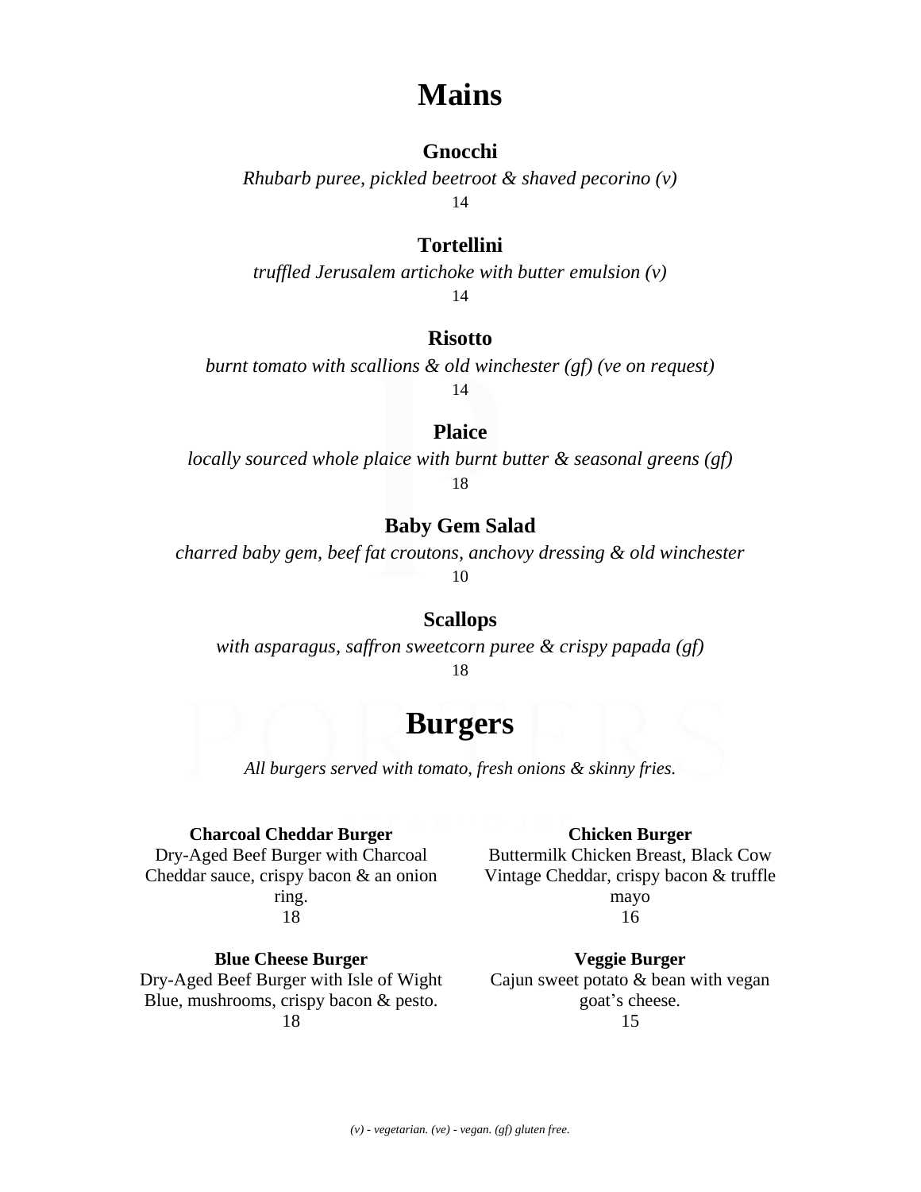# Mains

### Gnocchi

*Rhubarb puree, pickled beetroot & shaved pecorino (v)*

14

### Tortellini

*truffled Jerusalem artichoke with butter emulsion (v)*

14

### Risotto

*burnt tomato with scallions & old winchester (gf) (ve on request)*

14

### Plaice

*locally sourced whole plaice with burnt butter & seasonal greens (gf)*

18

### Baby Gem Salad

*charred baby gem, beef fat croutons, anchovy dressing & old winchester*

10

### Scallops

*with asparagus, saffron sweetcorn puree & crispy papada (gf)*

18

# Burgers

*All burgers served with tomato, fresh onions & skinny fries.*

**Charcoal Cheddar Burger**

Dry-Aged Beef Burger with Charcoal Cheddar sauce, crispy bacon & an onion ring.

18

**Blue Cheese Burger**

Dry-Aged Beef Burger with Isle of Wight Blue, mushrooms, crispy bacon & pesto.

18

**Chicken Burger**

Buttermilk Chicken Breast, Black Cow Vintage Cheddar, crispy bacon & truffle mayo

16

**Veggie Burger**

Cajun sweet potato & bean with vegan goat's cheese.

15

*(v) - vegetarian. (ve) - vegan. (gf) gluten free.*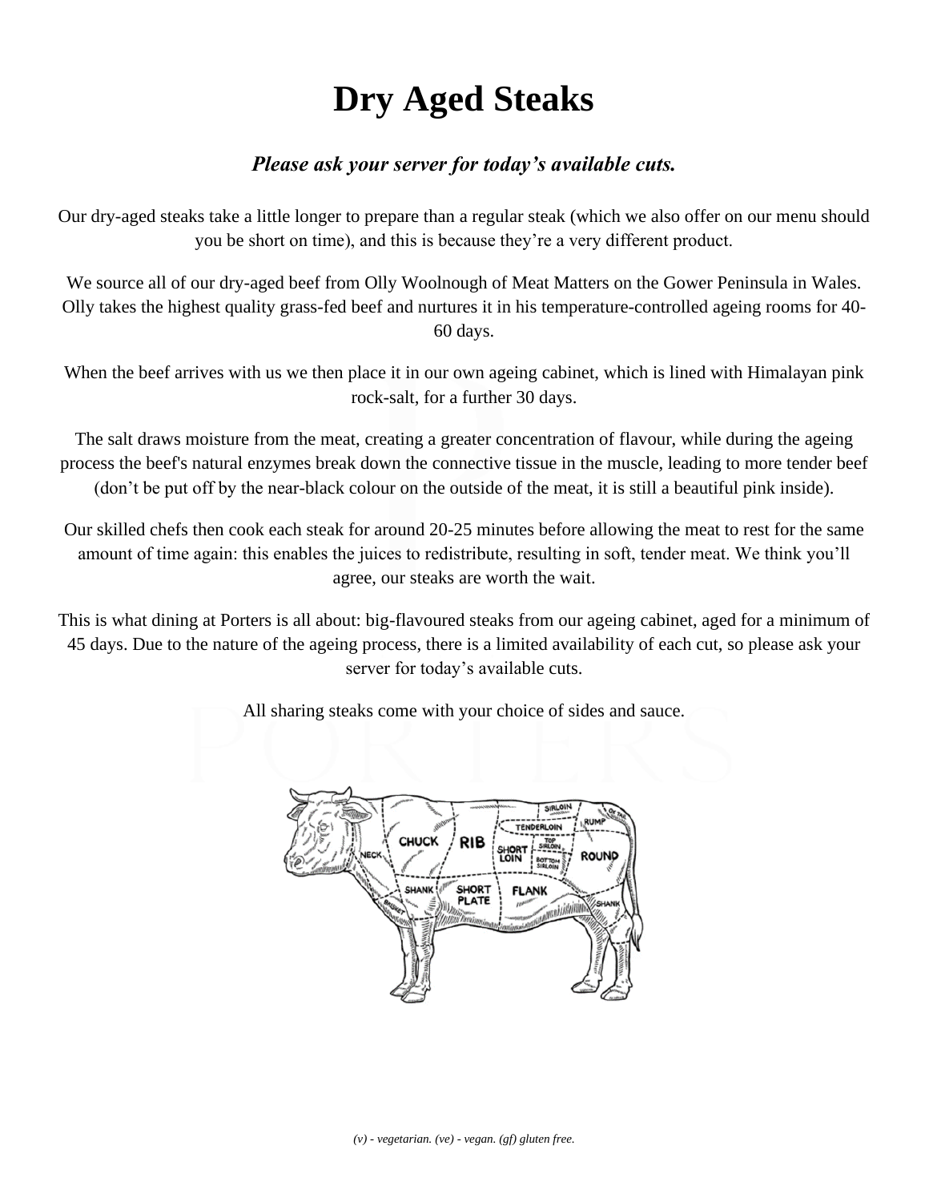# Dry Aged Steaks

***Please ask your server for today's available cuts.***

Our dry-aged steaks take a little longer to prepare than a regular steak (which we also offer on our menu should you be short on time), and this is because they're a very different product.

We source all of our dry-aged beef from Olly Woolnough of Meat Matters on the Gower Peninsula in Wales. Olly takes the highest quality grass-fed beef and nurtures it in his temperature-controlled ageing rooms for 40-60 days.

When the beef arrives with us we then place it in our own ageing cabinet, which is lined with Himalayan pink rock-salt, for a further 30 days.

The salt draws moisture from the meat, creating a greater concentration of flavour, while during the ageing process the beef's natural enzymes break down the connective tissue in the muscle, leading to more tender beef (don't be put off by the near-black colour on the outside of the meat, it is still a beautiful pink inside).

Our skilled chefs then cook each steak for around 20-25 minutes before allowing the meat to rest for the same amount of time again: this enables the juices to redistribute, resulting in soft, tender meat. We think you'll agree, our steaks are worth the wait.

This is what dining at Porters is all about: big-flavoured steaks from our ageing cabinet, aged for a minimum of 45 days. Due to the nature of the ageing process, there is a limited availability of each cut, so please ask your server for today's available cuts.

All sharing steaks come with your choice of sides and sauce.

*(v) - vegetarian. (ve) - vegan. (gf) gluten free.*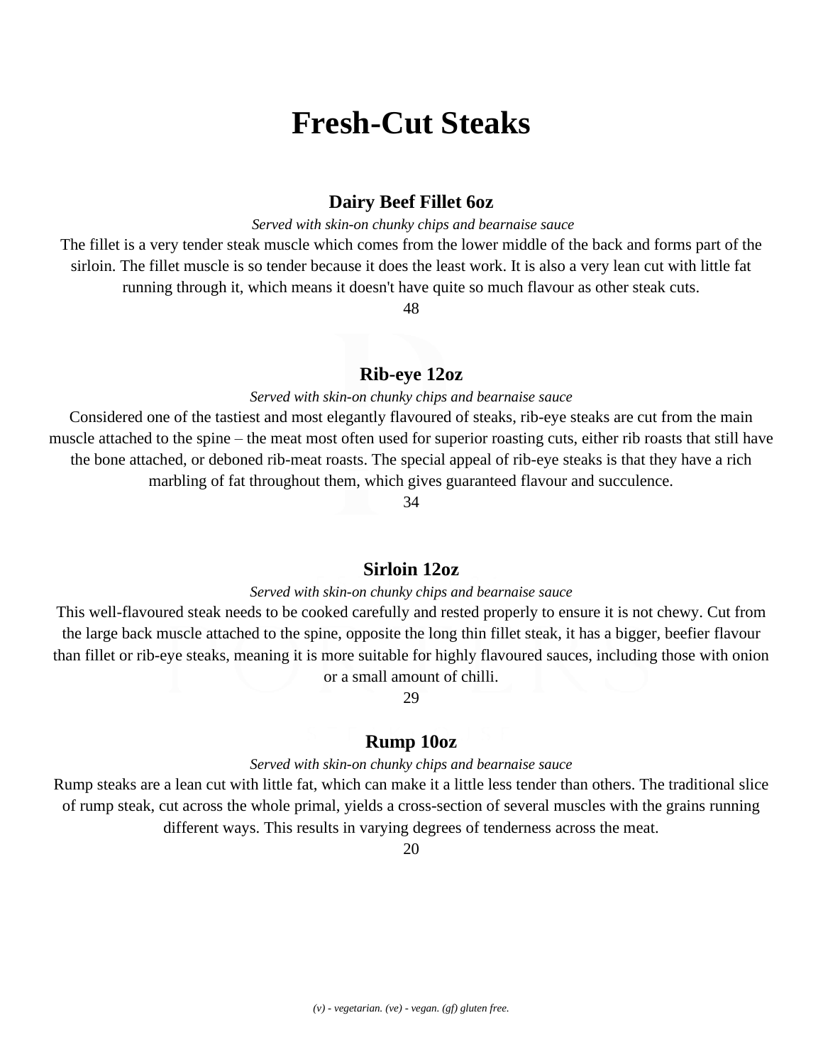# Fresh-Cut Steaks

### Dairy Beef Fillet 6oz

*Served with skin-on chunky chips and bearnaise sauce*

The fillet is a very tender steak muscle which comes from the lower middle of the back and forms part of the sirloin. The fillet muscle is so tender because it does the least work. It is also a very lean cut with little fat running through it, which means it doesn't have quite so much flavour as other steak cuts.

48

### Rib-eye 12oz

*Served with skin-on chunky chips and bearnaise sauce*

Considered one of the tastiest and most elegantly flavoured of steaks, rib-eye steaks are cut from the main muscle attached to the spine – the meat most often used for superior roasting cuts, either rib roasts that still have the bone attached, or deboned rib-meat roasts. The special appeal of rib-eye steaks is that they have a rich marbling of fat throughout them, which gives guaranteed flavour and succulence.

34

### Sirloin 12oz

*Served with skin-on chunky chips and bearnaise sauce*

This well-flavoured steak needs to be cooked carefully and rested properly to ensure it is not chewy. Cut from the large back muscle attached to the spine, opposite the long thin fillet steak, it has a bigger, beefier flavour than fillet or rib-eye steaks, meaning it is more suitable for highly flavoured sauces, including those with onion or a small amount of chilli.

29

### Rump 10oz

*Served with skin-on chunky chips and bearnaise sauce*

Rump steaks are a lean cut with little fat, which can make it a little less tender than others. The traditional slice of rump steak, cut across the whole primal, yields a cross-section of several muscles with the grains running different ways. This results in varying degrees of tenderness across the meat.

20

*(v) - vegetarian. (ve) - vegan. (gf) gluten free.*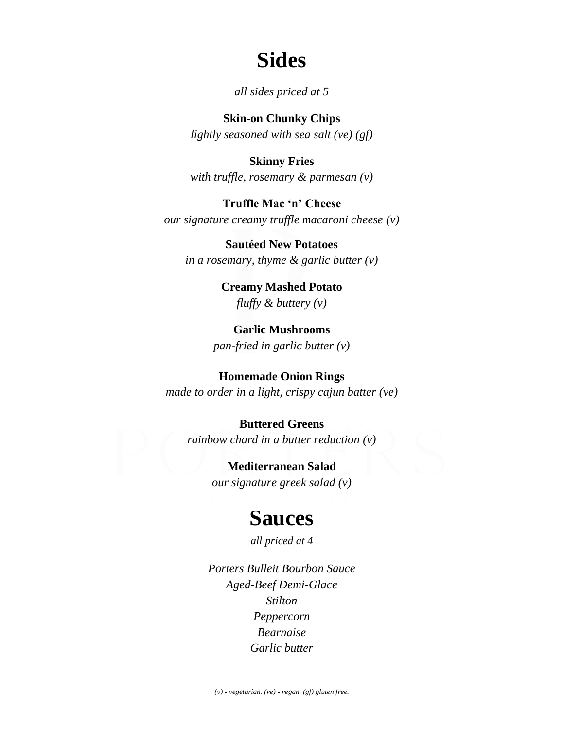# Sides

*all sides priced at 5*

**Skin-on Chunky Chips**
*lightly seasoned with sea salt (ve) (gf)*

**Skinny Fries**
*with truffle, rosemary & parmesan (v)*

**Truffle Mac 'n' Cheese**
*our signature creamy truffle macaroni cheese (v)*

**Sautéed New Potatoes**
*in a rosemary, thyme & garlic butter (v)*

**Creamy Mashed Potato**
*fluffy & buttery (v)*

**Garlic Mushrooms**
*pan-fried in garlic butter (v)*

**Homemade Onion Rings**
*made to order in a light, crispy cajun batter (ve)*

**Buttered Greens**
*rainbow chard in a butter reduction (v)*

**Mediterranean Salad**
*our signature greek salad (v)*

# Sauces

*all priced at 4*

*Porters Bulleit Bourbon Sauce*
*Aged-Beef Demi-Glace*
*Stilton*
*Peppercorn*
*Bearnaise*
*Garlic butter*

*(v) - vegetarian. (ve) - vegan. (gf) gluten free.*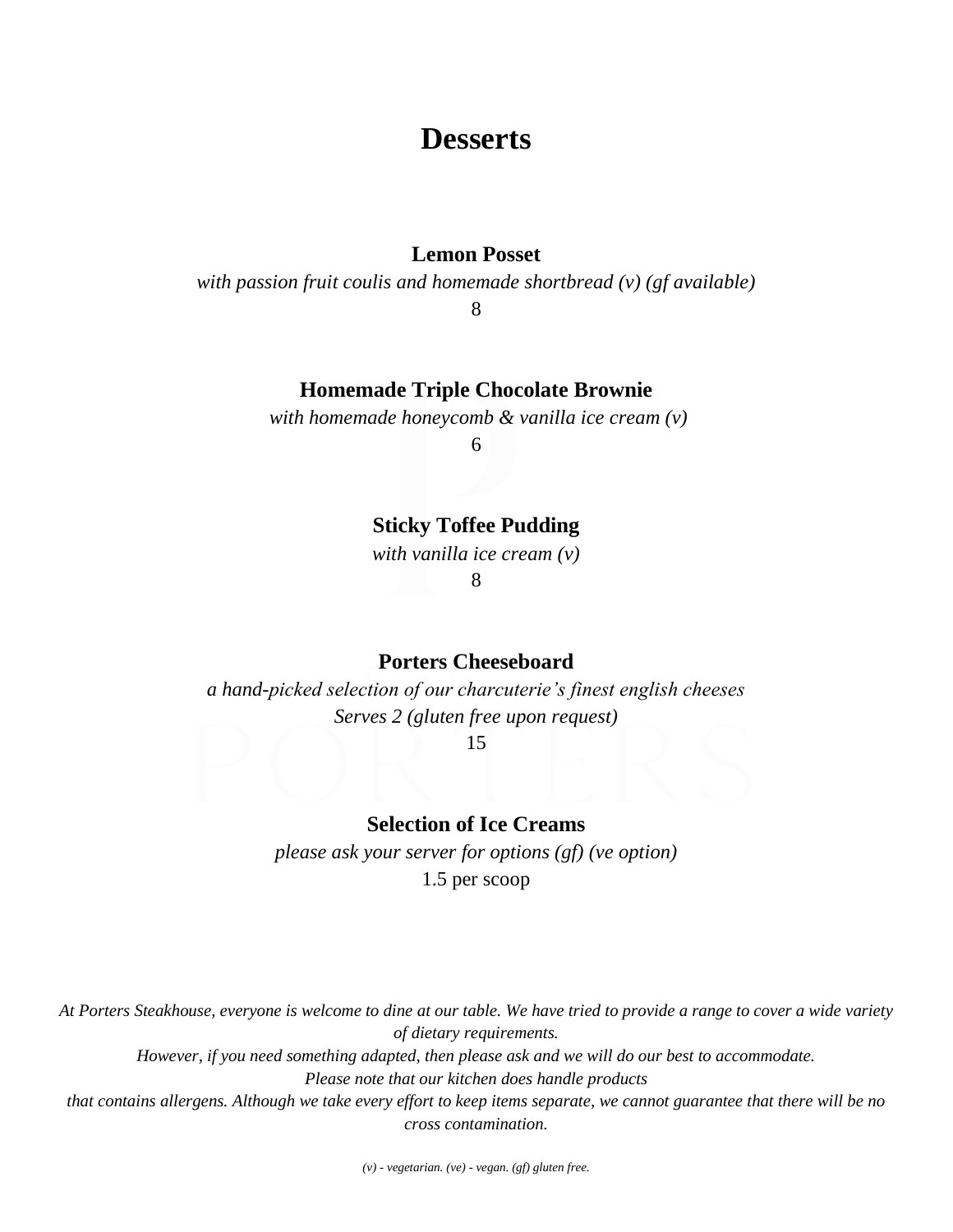# Desserts

**Lemon Posset**

*with passion fruit coulis and homemade shortbread (v) (gf available)*

8

**Homemade Triple Chocolate Brownie**

*with homemade honeycomb & vanilla ice cream (v)*

6

**Sticky Toffee Pudding**

*with vanilla ice cream (v)*

8

**Porters Cheeseboard**

*a hand-picked selection of our charcuterie's finest english cheeses*

*Serves 2 (gluten free upon request)*

15

**Selection of Ice Creams**

*please ask your server for options (gf) (ve option)*

1.5 per scoop

*At Porters Steakhouse, everyone is welcome to dine at our table. We have tried to provide a range to cover a wide variety of dietary requirements.*
*However, if you need something adapted, then please ask and we will do our best to accommodate.*
*Please note that our kitchen does handle products*
*that contains allergens. Although we take every effort to keep items separate, we cannot guarantee that there will be no cross contamination.*

*(v) - vegetarian. (ve) - vegan. (gf) gluten free.*